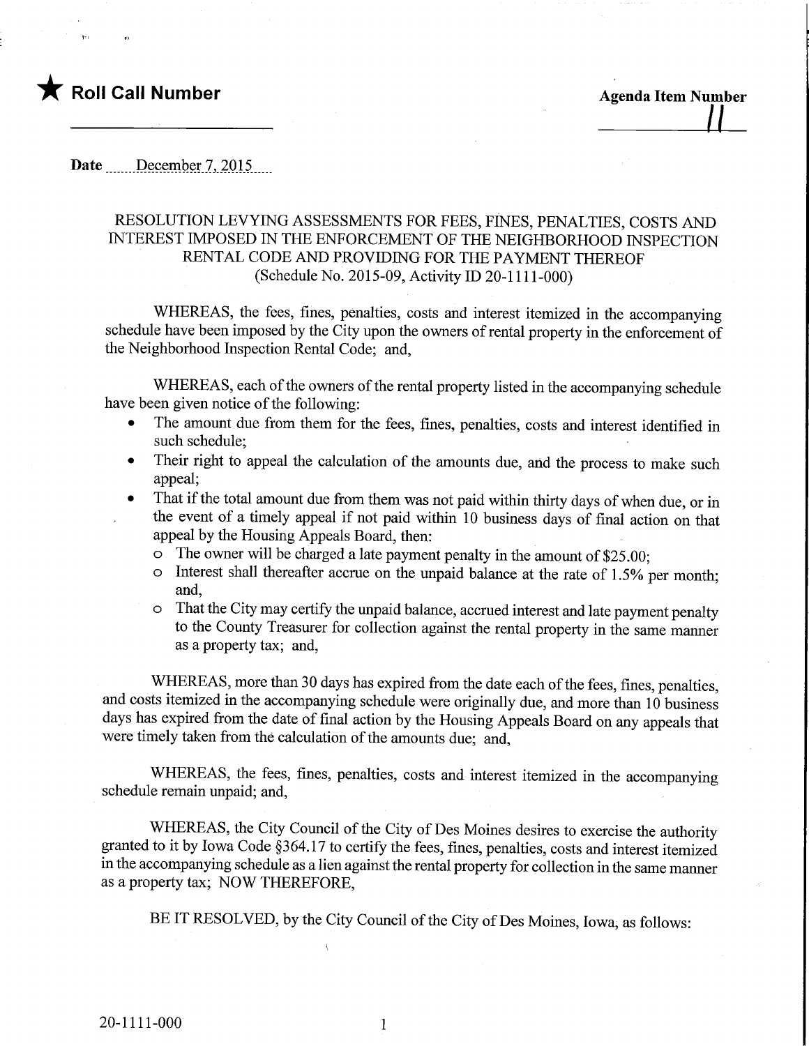★ **Roll Call Number** ______________________

**Agenda Item Number** 11

**Date** December 7, 2015

RESOLUTION LEVYING ASSESSMENTS FOR FEES, FINES, PENALTIES, COSTS AND INTEREST IMPOSED IN THE ENFORCEMENT OF THE NEIGHBORHOOD INSPECTION RENTAL CODE AND PROVIDING FOR THE PAYMENT THEREOF (Schedule No. 2015-09, Activity ID 20-1111-000)

WHEREAS, the fees, fines, penalties, costs and interest itemized in the accompanying schedule have been imposed by the City upon the owners of rental property in the enforcement of the Neighborhood Inspection Rental Code; and,

WHEREAS, each of the owners of the rental property listed in the accompanying schedule have been given notice of the following:

- The amount due from them for the fees, fines, penalties, costs and interest identified in such schedule;
- Their right to appeal the calculation of the amounts due, and the process to make such appeal;
- That if the total amount due from them was not paid within thirty days of when due, or in the event of a timely appeal if not paid within 10 business days of final action on that appeal by the Housing Appeals Board, then:
  - The owner will be charged a late payment penalty in the amount of $25.00;
  - Interest shall thereafter accrue on the unpaid balance at the rate of 1.5% per month; and,
  - That the City may certify the unpaid balance, accrued interest and late payment penalty to the County Treasurer for collection against the rental property in the same manner as a property tax; and,

WHEREAS, more than 30 days has expired from the date each of the fees, fines, penalties, and costs itemized in the accompanying schedule were originally due, and more than 10 business days has expired from the date of final action by the Housing Appeals Board on any appeals that were timely taken from the calculation of the amounts due; and,

WHEREAS, the fees, fines, penalties, costs and interest itemized in the accompanying schedule remain unpaid; and,

WHEREAS, the City Council of the City of Des Moines desires to exercise the authority granted to it by Iowa Code §364.17 to certify the fees, fines, penalties, costs and interest itemized in the accompanying schedule as a lien against the rental property for collection in the same manner as a property tax; NOW THEREFORE,

BE IT RESOLVED, by the City Council of the City of Des Moines, Iowa, as follows:

20-1111-000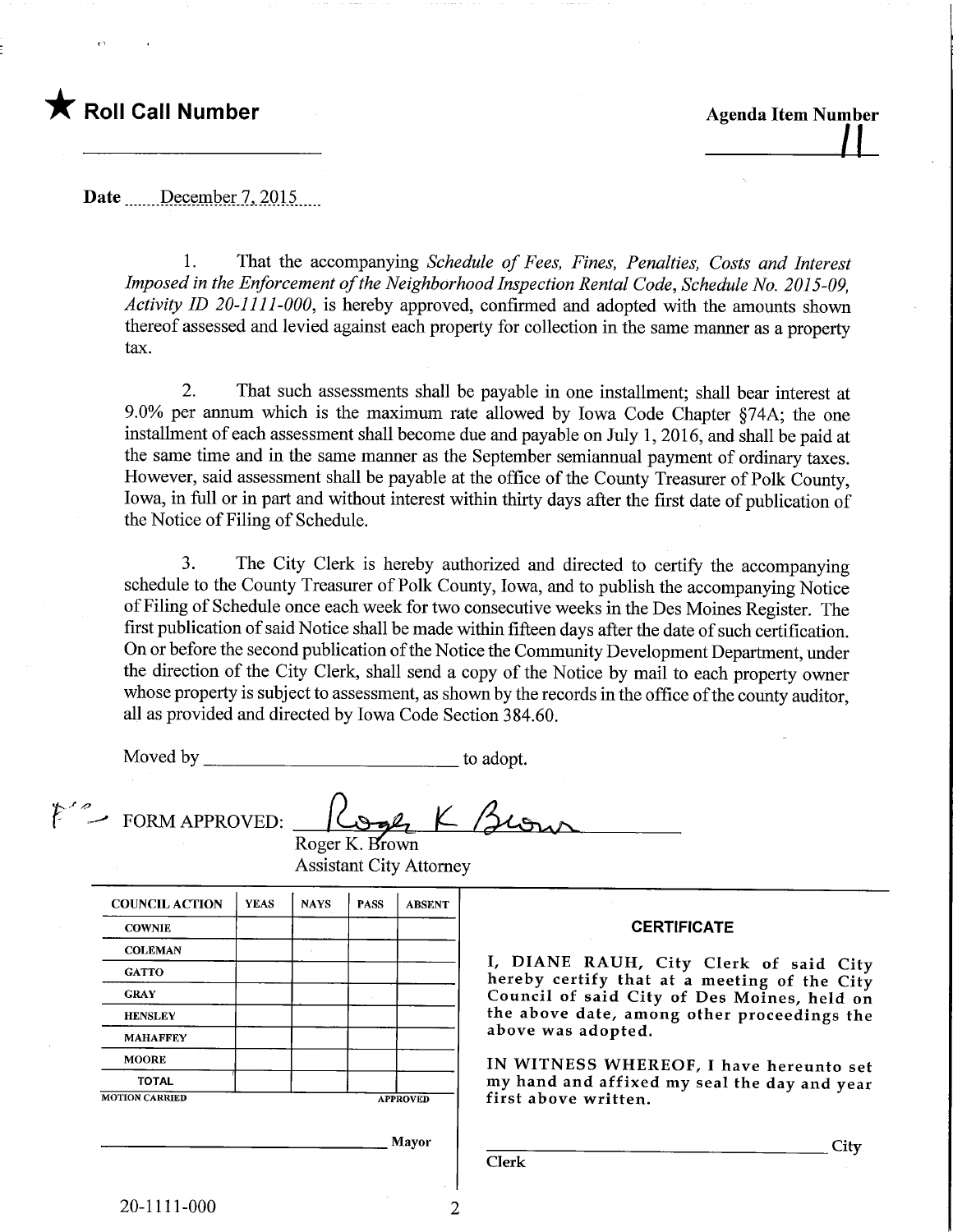★ **Roll Call Number**

**Agenda Item Number**

11

**Date** December 7, 2015

1. That the accompanying *Schedule of Fees, Fines, Penalties, Costs and Interest Imposed in the Enforcement of the Neighborhood Inspection Rental Code, Schedule No. 2015-09, Activity ID 20-1111-000*, is hereby approved, confirmed and adopted with the amounts shown thereof assessed and levied against each property for collection in the same manner as a property tax.

2. That such assessments shall be payable in one installment; shall bear interest at 9.0% per annum which is the maximum rate allowed by Iowa Code Chapter §74A; the one installment of each assessment shall become due and payable on July 1, 2016, and shall be paid at the same time and in the same manner as the September semiannual payment of ordinary taxes. However, said assessment shall be payable at the office of the County Treasurer of Polk County, Iowa, in full or in part and without interest within thirty days after the first date of publication of the Notice of Filing of Schedule.

3. The City Clerk is hereby authorized and directed to certify the accompanying schedule to the County Treasurer of Polk County, Iowa, and to publish the accompanying Notice of Filing of Schedule once each week for two consecutive weeks in the Des Moines Register. The first publication of said Notice shall be made within fifteen days after the date of such certification. On or before the second publication of the Notice the Community Development Department, under the direction of the City Clerk, shall send a copy of the Notice by mail to each property owner whose property is subject to assessment, as shown by the records in the office of the county auditor, all as provided and directed by Iowa Code Section 384.60.

Moved by ______________________ to adopt.

FORM APPROVED: Roger K Brown
Roger K. Brown
Assistant City Attorney

| COUNCIL ACTION | YEAS | NAYS | PASS | ABSENT |
|---|---|---|---|---|
| COWNIE | | | | |
| COLEMAN | | | | |
| GATTO | | | | |
| GRAY | | | | |
| HENSLEY | | | | |
| MAHAFFEY | | | | |
| MOORE | | | | |
| TOTAL | | | | |

MOTION CARRIED APPROVED

______________________ Mayor

**CERTIFICATE**

I, DIANE RAUH, City Clerk of said City hereby certify that at a meeting of the City Council of said City of Des Moines, held on the above date, among other proceedings the above was adopted.

IN WITNESS WHEREOF, I have hereunto set my hand and affixed my seal the day and year first above written.

______________________ City Clerk

20-1111-000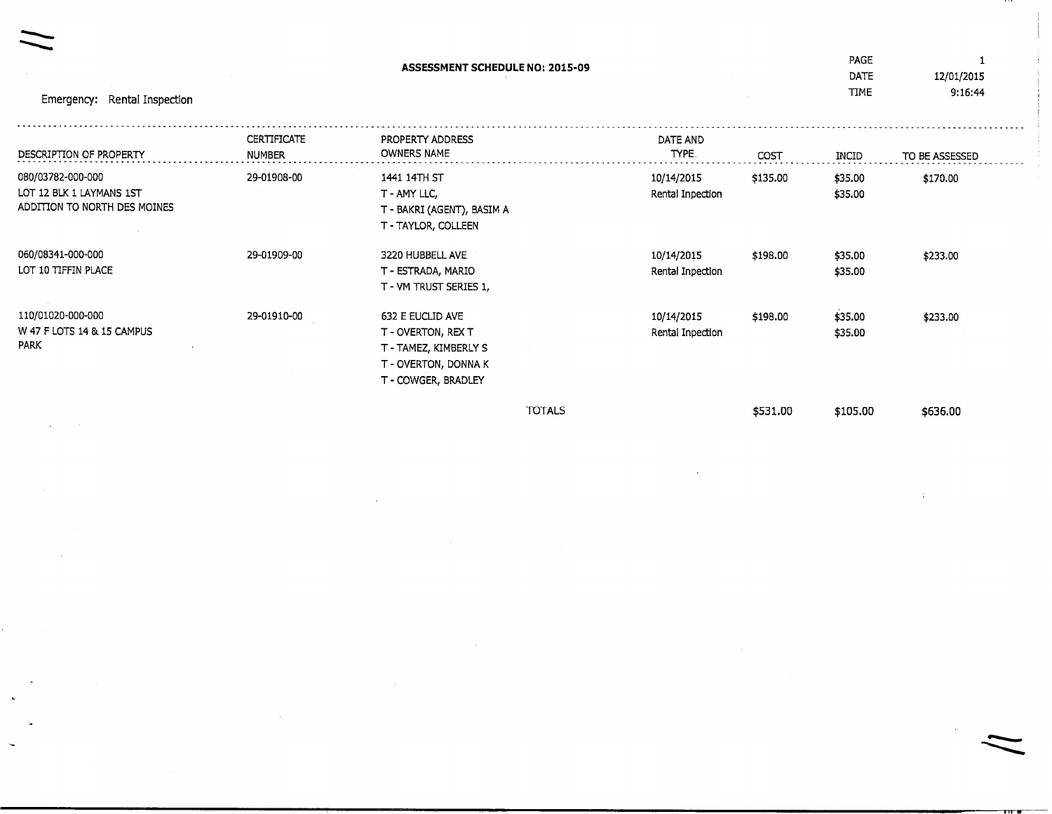**ASSESSMENT SCHEDULE NO: 2015-09**

PAGE 1
DATE 12/01/2015
TIME 9:16:44

Emergency: Rental Inspection

| DESCRIPTION OF PROPERTY | CERTIFICATE NUMBER | PROPERTY ADDRESS OWNERS NAME | DATE AND TYPE | COST | INCID | TO BE ASSESSED |
|---|---|---|---|---|---|---|
| 080/03782-000-000<br>LOT 12 BLK 1 LAYMANS 1ST ADDITION TO NORTH DES MOINES | 29-01908-00 | 1441 14TH ST<br>T - AMY LLC,<br>T - BAKRI (AGENT), BASIM A<br>T - TAYLOR, COLLEEN | 10/14/2015<br>Rental Inpection | $135.00 | $35.00<br>$35.00 | $170.00 |
| 060/08341-000-000<br>LOT 10 TIFFIN PLACE | 29-01909-00 | 3220 HUBBELL AVE<br>T - ESTRADA, MARIO<br>T - VM TRUST SERIES 1, | 10/14/2015<br>Rental Inpection | $198.00 | $35.00<br>$35.00 | $233.00 |
| 110/01020-000-000<br>W 47 F LOTS 14 & 15 CAMPUS PARK | 29-01910-00 | 632 E EUCLID AVE<br>T - OVERTON, REX T<br>T - TAMEZ, KIMBERLY S<br>T - OVERTON, DONNA K<br>T - COWGER, BRADLEY | 10/14/2015<br>Rental Inpection | $198.00 | $35.00<br>$35.00 | $233.00 |
| | | TOTALS | | $531.00 | $105.00 | $636.00 |